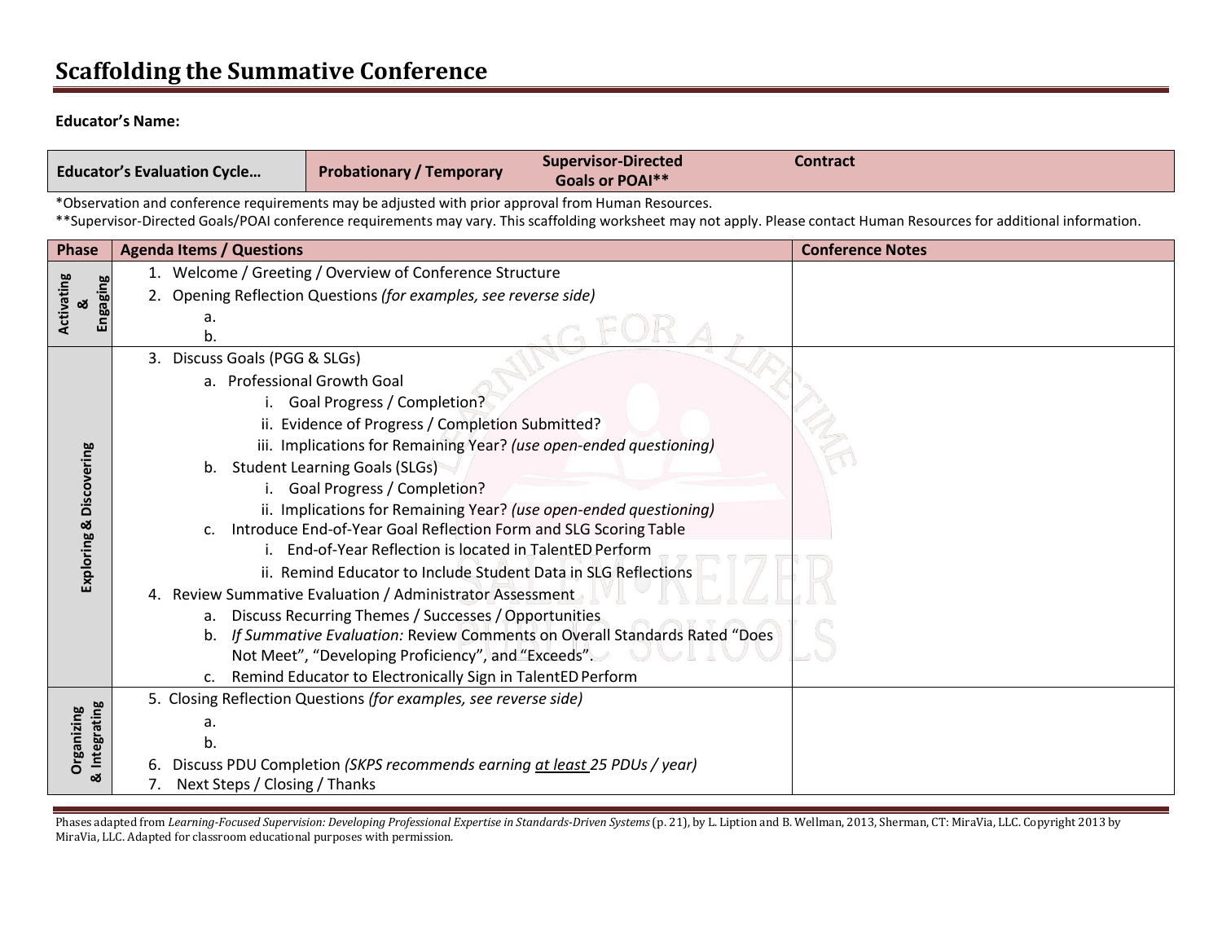# Scaffolding the Summative Conference

**Educator's Name:**

| Educator's Evaluation Cycle… | Probationary / Temporary | Supervisor-Directed Goals or POAI** | Contract |
|---|---|---|---|

*Observation and conference requirements may be adjusted with prior approval from Human Resources.
**Supervisor-Directed Goals/POAI conference requirements may vary. This scaffolding worksheet may not apply. Please contact Human Resources for additional information.

| Phase | Agenda Items / Questions | Conference Notes |
|---|---|---|
| Activating & Engaging | 1. Welcome / Greeting / Overview of Conference Structure<br>2. Opening Reflection Questions *(for examples, see reverse side)*<br>&nbsp;&nbsp;&nbsp;&nbsp;a.<br>&nbsp;&nbsp;&nbsp;&nbsp;b. | |
| Exploring & Discovering | 3. Discuss Goals (PGG & SLGs)<br>&nbsp;&nbsp;&nbsp;&nbsp;a. Professional Growth Goal<br>&nbsp;&nbsp;&nbsp;&nbsp;&nbsp;&nbsp;&nbsp;&nbsp;i. Goal Progress / Completion?<br>&nbsp;&nbsp;&nbsp;&nbsp;&nbsp;&nbsp;&nbsp;&nbsp;ii. Evidence of Progress / Completion Submitted?<br>&nbsp;&nbsp;&nbsp;&nbsp;&nbsp;&nbsp;&nbsp;&nbsp;iii. Implications for Remaining Year? *(use open-ended questioning)*<br>&nbsp;&nbsp;&nbsp;&nbsp;b. Student Learning Goals (SLGs)<br>&nbsp;&nbsp;&nbsp;&nbsp;&nbsp;&nbsp;&nbsp;&nbsp;i. Goal Progress / Completion?<br>&nbsp;&nbsp;&nbsp;&nbsp;&nbsp;&nbsp;&nbsp;&nbsp;ii. Implications for Remaining Year? *(use open-ended questioning)*<br>&nbsp;&nbsp;&nbsp;&nbsp;c. Introduce End-of-Year Goal Reflection Form and SLG Scoring Table<br>&nbsp;&nbsp;&nbsp;&nbsp;&nbsp;&nbsp;&nbsp;&nbsp;i. End-of-Year Reflection is located in TalentED Perform<br>&nbsp;&nbsp;&nbsp;&nbsp;&nbsp;&nbsp;&nbsp;&nbsp;ii. Remind Educator to Include Student Data in SLG Reflections<br>4. Review Summative Evaluation / Administrator Assessment<br>&nbsp;&nbsp;&nbsp;&nbsp;a. Discuss Recurring Themes / Successes / Opportunities<br>&nbsp;&nbsp;&nbsp;&nbsp;b. *If Summative Evaluation:* Review Comments on Overall Standards Rated "Does Not Meet", "Developing Proficiency", and "Exceeds".<br>&nbsp;&nbsp;&nbsp;&nbsp;c. Remind Educator to Electronically Sign in TalentED Perform | |
| Organizing & Integrating | 5. Closing Reflection Questions *(for examples, see reverse side)*<br>&nbsp;&nbsp;&nbsp;&nbsp;a.<br>&nbsp;&nbsp;&nbsp;&nbsp;b.<br>6. Discuss PDU Completion *(SKPS recommends earning at least 25 PDUs / year)*<br>7. Next Steps / Closing / Thanks | |

Phases adapted from *Learning-Focused Supervision: Developing Professional Expertise in Standards-Driven Systems* (p. 21), by L. Lipton and B. Wellman, 2013, Sherman, CT: MiraVia, LLC. Copyright 2013 by MiraVia, LLC. Adapted for classroom educational purposes with permission.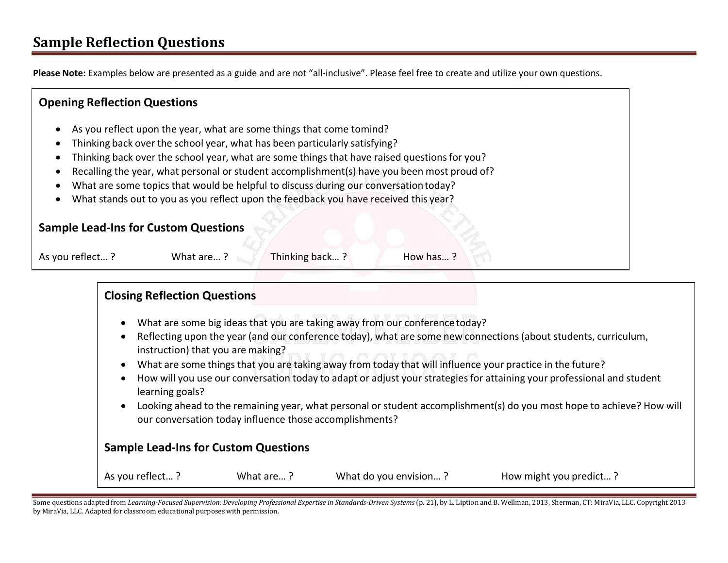# Sample Reflection Questions

**Please Note:** Examples below are presented as a guide and are not "all-inclusive". Please feel free to create and utilize your own questions.

## Opening Reflection Questions

- As you reflect upon the year, what are some things that come tomind?
- Thinking back over the school year, what has been particularly satisfying?
- Thinking back over the school year, what are some things that have raised questions for you?
- Recalling the year, what personal or student accomplishment(s) have you been most proud of?
- What are some topics that would be helpful to discuss during our conversation today?
- What stands out to you as you reflect upon the feedback you have received this year?

### Sample Lead-Ins for Custom Questions

As you reflect… ?    What are… ?    Thinking back… ?    How has… ?

## Closing Reflection Questions

- What are some big ideas that you are taking away from our conference today?
- Reflecting upon the year (and our conference today), what are some new connections (about students, curriculum, instruction) that you are making?
- What are some things that you are taking away from today that will influence your practice in the future?
- How will you use our conversation today to adapt or adjust your strategies for attaining your professional and student learning goals?
- Looking ahead to the remaining year, what personal or student accomplishment(s) do you most hope to achieve? How will our conversation today influence those accomplishments?

### Sample Lead-Ins for Custom Questions

As you reflect… ?    What are… ?    What do you envision… ?    How might you predict… ?

Some questions adapted from *Learning-Focused Supervision: Developing Professional Expertise in Standards-Driven Systems* (p. 21), by L. Lipton and B. Wellman, 2013, Sherman, CT: MiraVia, LLC. Copyright 2013 by MiraVia, LLC. Adapted for classroom educational purposes with permission.